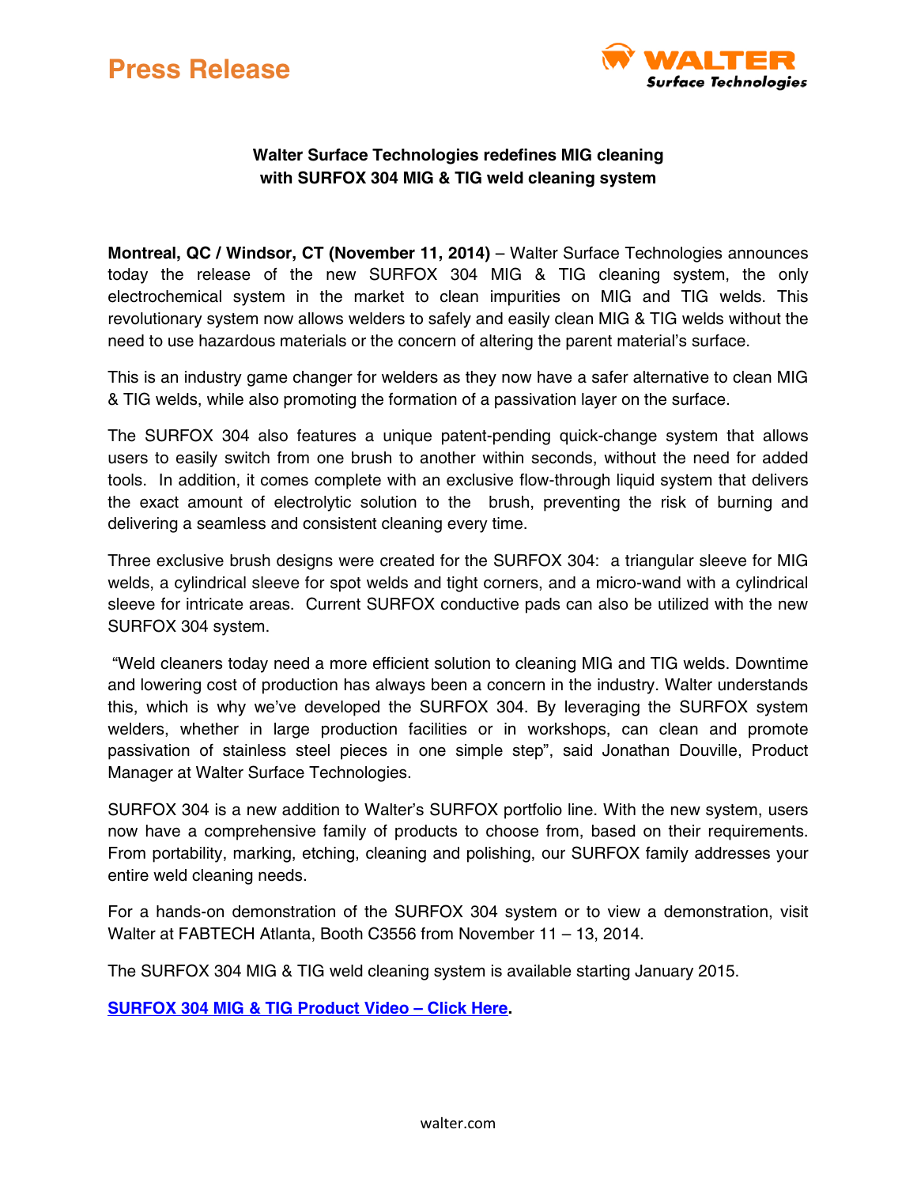# Press Release

**Walter Surface Technologies redefines MIG cleaning with SURFOX 304 MIG & TIG weld cleaning system**

**Montreal, QC / Windsor, CT (November 11, 2014)** – Walter Surface Technologies announces today the release of the new SURFOX 304 MIG & TIG cleaning system, the only electrochemical system in the market to clean impurities on MIG and TIG welds. This revolutionary system now allows welders to safely and easily clean MIG & TIG welds without the need to use hazardous materials or the concern of altering the parent material's surface.

This is an industry game changer for welders as they now have a safer alternative to clean MIG & TIG welds, while also promoting the formation of a passivation layer on the surface.

The SURFOX 304 also features a unique patent-pending quick-change system that allows users to easily switch from one brush to another within seconds, without the need for added tools. In addition, it comes complete with an exclusive flow-through liquid system that delivers the exact amount of electrolytic solution to the brush, preventing the risk of burning and delivering a seamless and consistent cleaning every time.

Three exclusive brush designs were created for the SURFOX 304: a triangular sleeve for MIG welds, a cylindrical sleeve for spot welds and tight corners, and a micro-wand with a cylindrical sleeve for intricate areas. Current SURFOX conductive pads can also be utilized with the new SURFOX 304 system.

"Weld cleaners today need a more efficient solution to cleaning MIG and TIG welds. Downtime and lowering cost of production has always been a concern in the industry. Walter understands this, which is why we've developed the SURFOX 304. By leveraging the SURFOX system welders, whether in large production facilities or in workshops, can clean and promote passivation of stainless steel pieces in one simple step", said Jonathan Douville, Product Manager at Walter Surface Technologies.

SURFOX 304 is a new addition to Walter's SURFOX portfolio line. With the new system, users now have a comprehensive family of products to choose from, based on their requirements. From portability, marking, etching, cleaning and polishing, our SURFOX family addresses your entire weld cleaning needs.

For a hands-on demonstration of the SURFOX 304 system or to view a demonstration, visit Walter at FABTECH Atlanta, Booth C3556 from November 11 – 13, 2014.

The SURFOX 304 MIG & TIG weld cleaning system is available starting January 2015.

**SURFOX 304 MIG & TIG Product Video – Click Here.**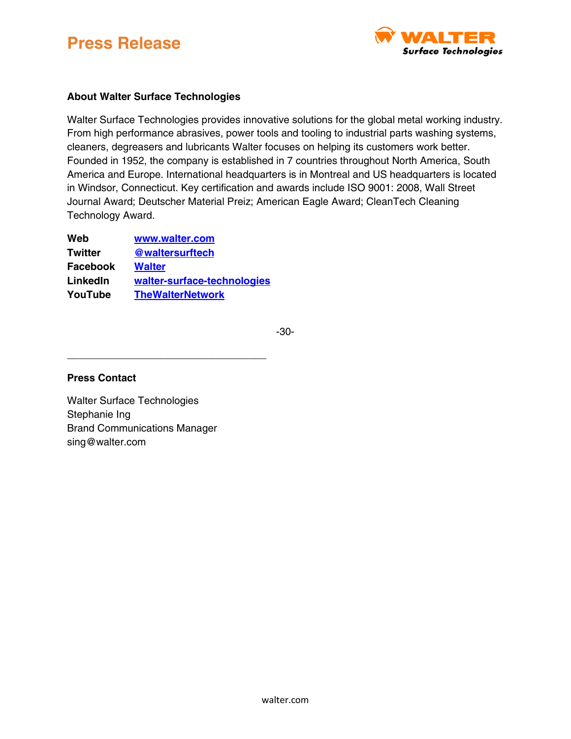## About Walter Surface Technologies

Walter Surface Technologies provides innovative solutions for the global metal working industry. From high performance abrasives, power tools and tooling to industrial parts washing systems, cleaners, degreasers and lubricants Walter focuses on helping its customers work better. Founded in 1952, the company is established in 7 countries throughout North America, South America and Europe. International headquarters is in Montreal and US headquarters is located in Windsor, Connecticut. Key certification and awards include ISO 9001: 2008, Wall Street Journal Award; Deutscher Material Preiz; American Eagle Award; CleanTech Cleaning Technology Award.

| | |
|---|---|
| **Web** | www.walter.com |
| **Twitter** | @waltersurftech |
| **Facebook** | Walter |
| **LinkedIn** | walter-surface-technologies |
| **YouTube** | TheWalterNetwork |

-30-

---

**Press Contact**

Walter Surface Technologies
Stephanie Ing
Brand Communications Manager
sing@walter.com